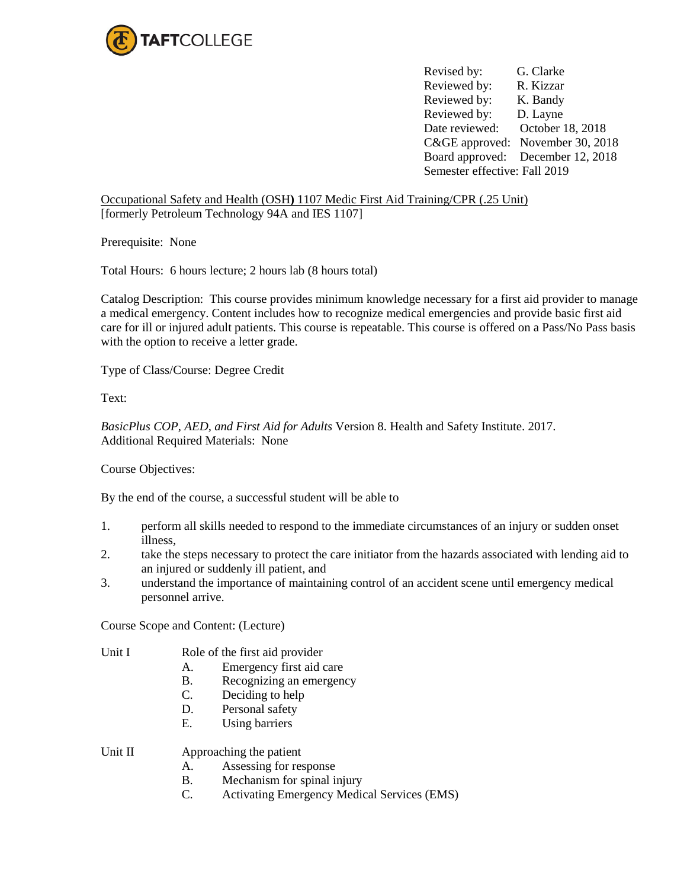TAFTCOLLEGE

Revised by: G. Clarke
Reviewed by: R. Kizzar
Reviewed by: K. Bandy
Reviewed by: D. Layne
Date reviewed: October 18, 2018
C&GE approved: November 30, 2018
Board approved: December 12, 2018
Semester effective: Fall 2019

Occupational Safety and Health (OSH**)** 1107 Medic First Aid Training/CPR (.25 Unit)
[formerly Petroleum Technology 94A and IES 1107]

Prerequisite: None

Total Hours: 6 hours lecture; 2 hours lab (8 hours total)

Catalog Description: This course provides minimum knowledge necessary for a first aid provider to manage a medical emergency. Content includes how to recognize medical emergencies and provide basic first aid care for ill or injured adult patients. This course is repeatable. This course is offered on a Pass/No Pass basis with the option to receive a letter grade.

Type of Class/Course: Degree Credit

Text:

*BasicPlus COP, AED, and First Aid for Adults* Version 8. Health and Safety Institute. 2017.
Additional Required Materials: None

Course Objectives:

By the end of the course, a successful student will be able to

1. perform all skills needed to respond to the immediate circumstances of an injury or sudden onset illness,
2. take the steps necessary to protect the care initiator from the hazards associated with lending aid to an injured or suddenly ill patient, and
3. understand the importance of maintaining control of an accident scene until emergency medical personnel arrive.

Course Scope and Content: (Lecture)

Unit I Role of the first aid provider
- A. Emergency first aid care
- B. Recognizing an emergency
- C. Deciding to help
- D. Personal safety
- E. Using barriers

Unit II Approaching the patient
- A. Assessing for response
- B. Mechanism for spinal injury
- C. Activating Emergency Medical Services (EMS)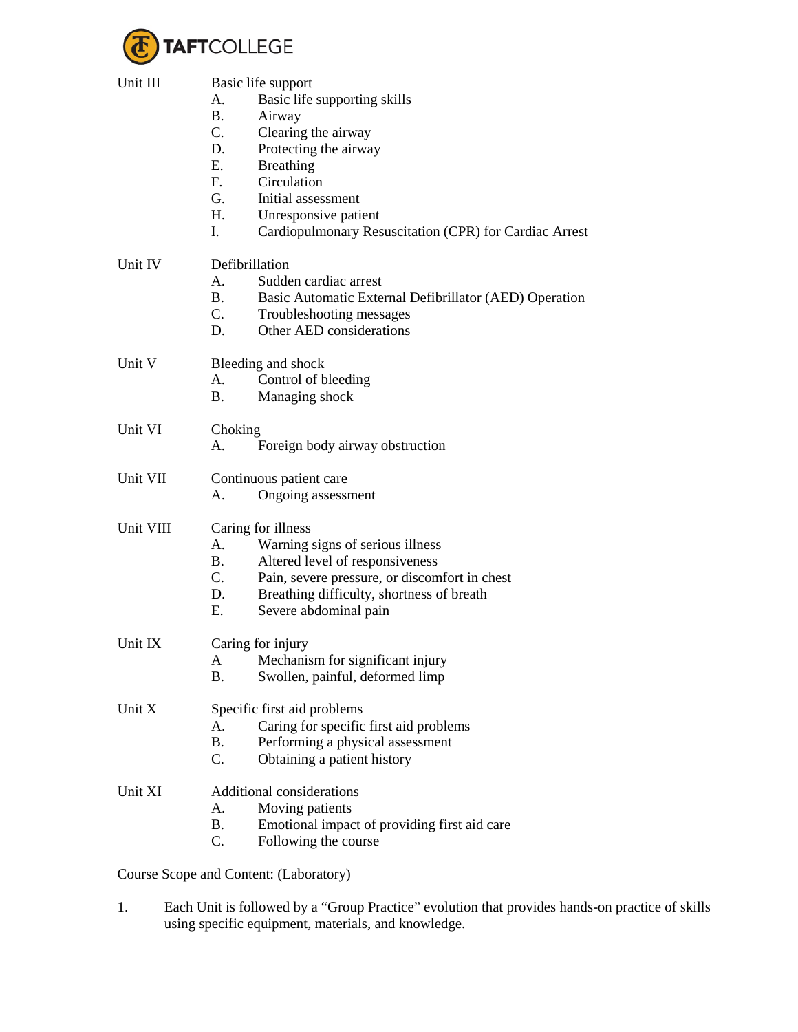Unit III Basic life support

A. Basic life supporting skills
B. Airway
C. Clearing the airway
D. Protecting the airway
E. Breathing
F. Circulation
G. Initial assessment
H. Unresponsive patient
I. Cardiopulmonary Resuscitation (CPR) for Cardiac Arrest

Unit IV Defibrillation

A. Sudden cardiac arrest
B. Basic Automatic External Defibrillator (AED) Operation
C. Troubleshooting messages
D. Other AED considerations

Unit V Bleeding and shock

A. Control of bleeding
B. Managing shock

Unit VI Choking

A. Foreign body airway obstruction

Unit VII Continuous patient care

A. Ongoing assessment

Unit VIII Caring for illness

A. Warning signs of serious illness
B. Altered level of responsiveness
C. Pain, severe pressure, or discomfort in chest
D. Breathing difficulty, shortness of breath
E. Severe abdominal pain

Unit IX Caring for injury

A Mechanism for significant injury
B. Swollen, painful, deformed limp

Unit X Specific first aid problems

A. Caring for specific first aid problems
B. Performing a physical assessment
C. Obtaining a patient history

Unit XI Additional considerations

A. Moving patients
B. Emotional impact of providing first aid care
C. Following the course

Course Scope and Content: (Laboratory)

1. Each Unit is followed by a "Group Practice" evolution that provides hands-on practice of skills using specific equipment, materials, and knowledge.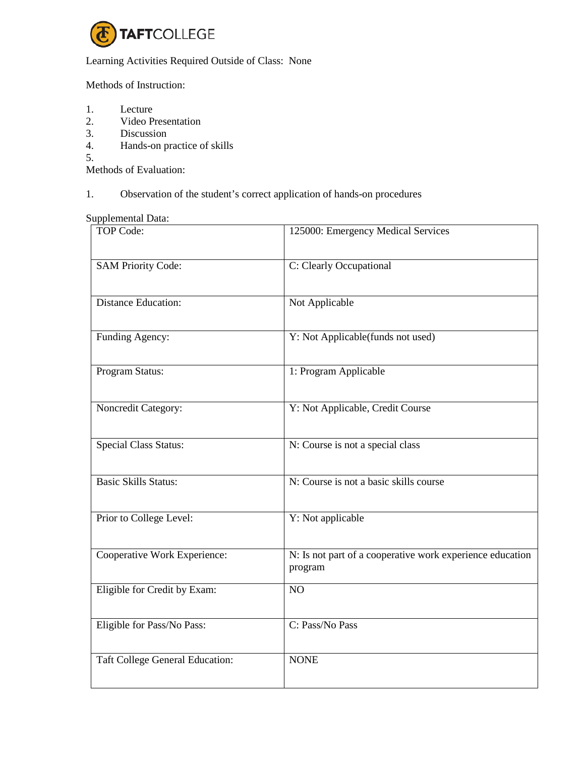Learning Activities Required Outside of Class: None

Methods of Instruction:

1. Lecture
2. Video Presentation
3. Discussion
4. Hands-on practice of skills
5.

Methods of Evaluation:

1. Observation of the student's correct application of hands-on procedures

Supplemental Data:

| | |
|---|---|
| TOP Code: | 125000: Emergency Medical Services |
| SAM Priority Code: | C: Clearly Occupational |
| Distance Education: | Not Applicable |
| Funding Agency: | Y: Not Applicable(funds not used) |
| Program Status: | 1: Program Applicable |
| Noncredit Category: | Y: Not Applicable, Credit Course |
| Special Class Status: | N: Course is not a special class |
| Basic Skills Status: | N: Course is not a basic skills course |
| Prior to College Level: | Y: Not applicable |
| Cooperative Work Experience: | N: Is not part of a cooperative work experience education program |
| Eligible for Credit by Exam: | NO |
| Eligible for Pass/No Pass: | C: Pass/No Pass |
| Taft College General Education: | NONE |